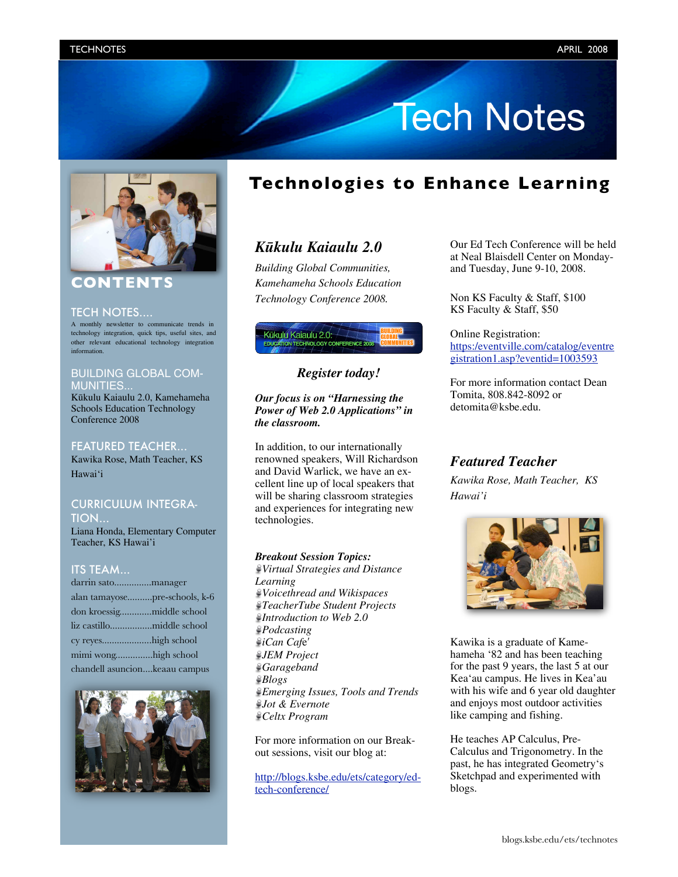# Tech Notes

## CONTENTS

### TECH NOTES....

A monthly newsletter to communicate trends in technology integration, quick tips, useful sites, and other relevant educational technology integration information.

### BUILDING GLOBAL COMMUNITIES...

Kūkulu Kaiaulu 2.0, Kamehameha Schools Education Technology Conference 2008

### FEATURED TEACHER...

Kawika Rose, Math Teacher, KS Hawaiʻi

### CURRICULUM INTEGRATION...

Liana Honda, Elementary Computer Teacher, KS Hawai'i

### ITS TEAM...

darrin sato...............manager
alan tamayose..........pre-schools, k-6
don kroessig............middle school
liz castillo.................middle school
cy reyes....................high school
mimi wong..............high school
chandell asuncion....keaau campus

# Technologies to Enhance Learning

## *Kūkulu Kaiaulu 2.0*

*Building Global Communities, Kamehameha Schools Education Technology Conference 2008.*

*Register today!*

***Our focus is on "Harnessing the Power of Web 2.0 Applications" in the classroom.***

In addition, to our internationally renowned speakers, Will Richardson and David Warlick, we have an excellent line up of local speakers that will be sharing classroom strategies and experiences for integrating new technologies.

***Breakout Session Topics:***

- *Virtual Strategies and Distance Learning*
- *Voicethread and Wikispaces*
- *TeacherTube Student Projects*
- *Introduction to Web 2.0*
- *Podcasting*
- *iCan Cafe'*
- *JEM Project*
- *Garageband*
- *Blogs*
- *Emerging Issues, Tools and Trends*
- *Jot & Evernote*
- *Celtx Program*

For more information on our Breakout sessions, visit our blog at:

http://blogs.ksbe.edu/ets/category/ed-tech-conference/

Our Ed Tech Conference will be held at Neal Blaisdell Center on Monday- and Tuesday, June 9-10, 2008.

Non KS Faculty & Staff, $100
KS Faculty & Staff, $50

Online Registration:
https:/eventville.com/catalog/eventregistration1.asp?eventid=1003593

For more information contact Dean Tomita, 808.842-8092 or detomita@ksbe.edu.

## *Featured Teacher*

*Kawika Rose, Math Teacher, KS Hawai'i*

Kawika is a graduate of Kamehameha '82 and has been teaching for the past 9 years, the last 5 at our Keaʻau campus. He lives in Kea'au with his wife and 6 year old daughter and enjoys most outdoor activities like camping and fishing.

He teaches AP Calculus, Pre-Calculus and Trigonometry. In the past, he has integrated Geometry's Sketchpad and experimented with blogs.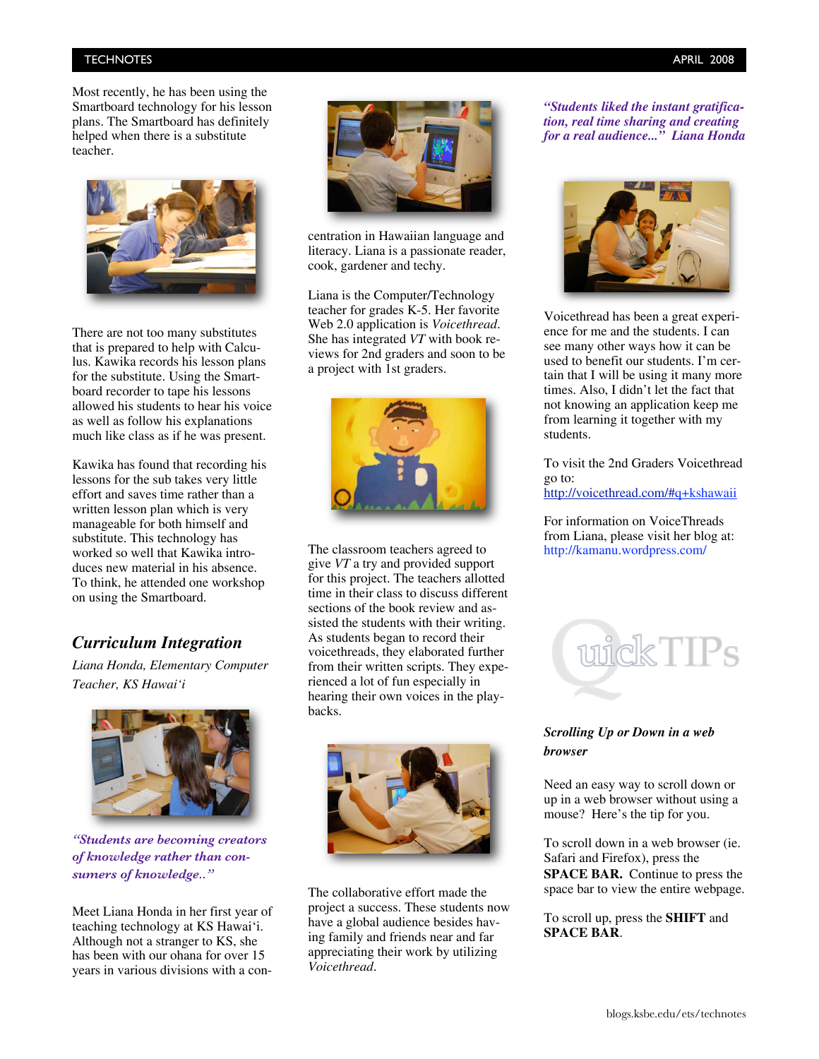Most recently, he has been using the Smartboard technology for his lesson plans. The Smartboard has definitely helped when there is a substitute teacher.

There are not too many substitutes that is prepared to help with Calculus. Kawika records his lesson plans for the substitute. Using the Smartboard recorder to tape his lessons allowed his students to hear his voice as well as follow his explanations much like class as if he was present.

Kawika has found that recording his lessons for the sub takes very little effort and saves time rather than a written lesson plan which is very manageable for both himself and substitute. This technology has worked so well that Kawika introduces new material in his absence. To think, he attended one workshop on using the Smartboard.

## Curriculum Integration

*Liana Honda, Elementary Computer Teacher, KS Hawai'i*

*"Students are becoming creators of knowledge rather than consumers of knowledge.."*

Meet Liana Honda in her first year of teaching technology at KS Hawai'i. Although not a stranger to KS, she has been with our ohana for over 15 years in various divisions with a concentration in Hawaiian language and literacy. Liana is a passionate reader, cook, gardener and techy.

Liana is the Computer/Technology teacher for grades K-5. Her favorite Web 2.0 application is *Voicethread*. She has integrated *VT* with book reviews for 2nd graders and soon to be a project with 1st graders.

The classroom teachers agreed to give *VT* a try and provided support for this project. The teachers allotted time in their class to discuss different sections of the book review and assisted the students with their writing. As students began to record their voicethreads, they elaborated further from their written scripts. They experienced a lot of fun especially in hearing their own voices in the playbacks.

The collaborative effort made the project a success. These students now have a global audience besides having family and friends near and far appreciating their work by utilizing *Voicethread*.

*"Students liked the instant gratification, real time sharing and creating for a real audience..." Liana Honda*

Voicethread has been a great experience for me and the students. I can see many other ways how it can be used to benefit our students. I'm certain that I will be using it many more times. Also, I didn't let the fact that not knowing an application keep me from learning it together with my students.

To visit the 2nd Graders Voicethread go to:
http://voicethread.com/#q+kshawaii

For information on VoiceThreads from Liana, please visit her blog at:
http://kamanu.wordpress.com/

## QuickTIPs

### *Scrolling Up or Down in a web browser*

Need an easy way to scroll down or up in a web browser without using a mouse? Here's the tip for you.

To scroll down in a web browser (ie. Safari and Firefox), press the **SPACE BAR.** Continue to press the space bar to view the entire webpage.

To scroll up, press the **SHIFT** and **SPACE BAR**.